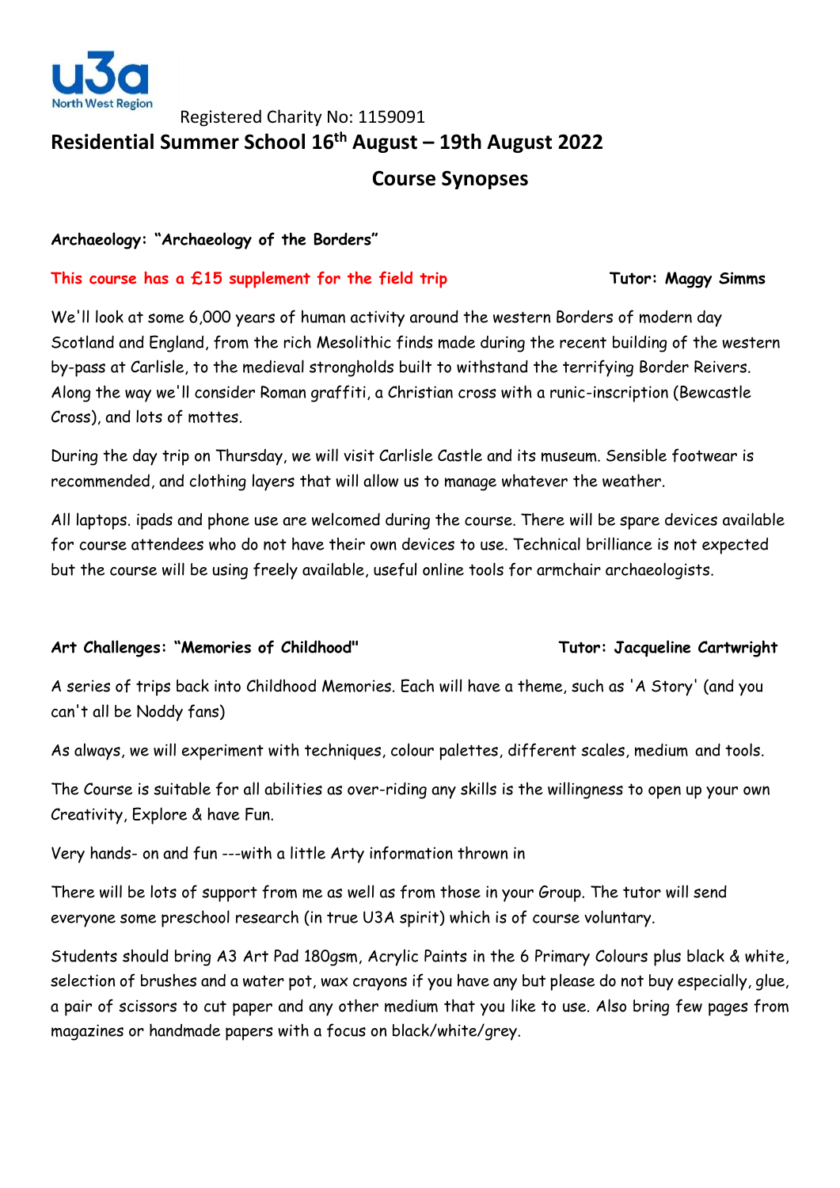u3a North West Region

Registered Charity No: 1159091

# Residential Summer School 16th August – 19th August 2022

## Course Synopses

### Archaeology: "Archaeology of the Borders"

**This course has a £15 supplement for the field trip** **Tutor: Maggy Simms**

We'll look at some 6,000 years of human activity around the western Borders of modern day Scotland and England, from the rich Mesolithic finds made during the recent building of the western by-pass at Carlisle, to the medieval strongholds built to withstand the terrifying Border Reivers. Along the way we'll consider Roman graffiti, a Christian cross with a runic-inscription (Bewcastle Cross), and lots of mottes.

During the day trip on Thursday, we will visit Carlisle Castle and its museum. Sensible footwear is recommended, and clothing layers that will allow us to manage whatever the weather.

All laptops. ipads and phone use are welcomed during the course. There will be spare devices available for course attendees who do not have their own devices to use. Technical brilliance is not expected but the course will be using freely available, useful online tools for armchair archaeologists.

### Art Challenges: "Memories of Childhood" **Tutor: Jacqueline Cartwright**

A series of trips back into Childhood Memories. Each will have a theme, such as 'A Story' (and you can't all be Noddy fans)

As always, we will experiment with techniques, colour palettes, different scales, medium and tools.

The Course is suitable for all abilities as over-riding any skills is the willingness to open up your own Creativity, Explore & have Fun.

Very hands- on and fun ---with a little Arty information thrown in

There will be lots of support from me as well as from those in your Group. The tutor will send everyone some preschool research (in true U3A spirit) which is of course voluntary.

Students should bring A3 Art Pad 180gsm, Acrylic Paints in the 6 Primary Colours plus black & white, selection of brushes and a water pot, wax crayons if you have any but please do not buy especially, glue, a pair of scissors to cut paper and any other medium that you like to use. Also bring few pages from magazines or handmade papers with a focus on black/white/grey.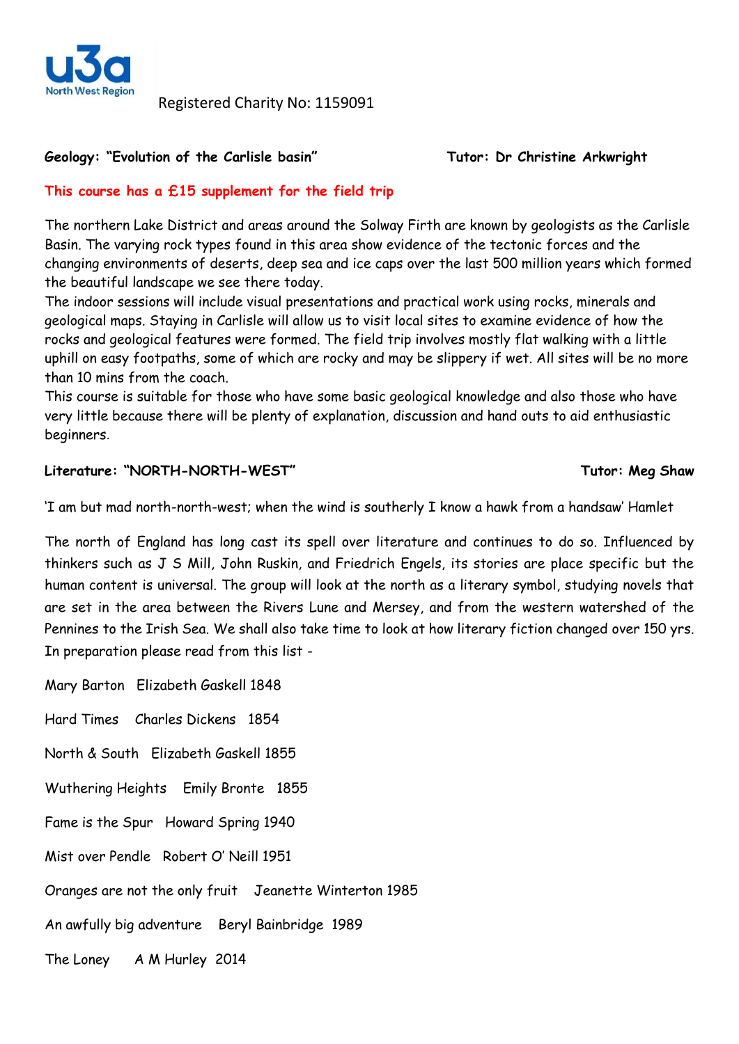u3a North West Region

Registered Charity No: 1159091

**Geology: "Evolution of the Carlisle basin"** **Tutor: Dr Christine Arkwright**

**This course has a £15 supplement for the field trip**

The northern Lake District and areas around the Solway Firth are known by geologists as the Carlisle Basin. The varying rock types found in this area show evidence of the tectonic forces and the changing environments of deserts, deep sea and ice caps over the last 500 million years which formed the beautiful landscape we see there today.

The indoor sessions will include visual presentations and practical work using rocks, minerals and geological maps. Staying in Carlisle will allow us to visit local sites to examine evidence of how the rocks and geological features were formed. The field trip involves mostly flat walking with a little uphill on easy footpaths, some of which are rocky and may be slippery if wet. All sites will be no more than 10 mins from the coach.

This course is suitable for those who have some basic geological knowledge and also those who have very little because there will be plenty of explanation, discussion and hand outs to aid enthusiastic beginners.

**Literature: "NORTH-NORTH-WEST"** **Tutor: Meg Shaw**

'I am but mad north-north-west; when the wind is southerly I know a hawk from a handsaw' Hamlet

The north of England has long cast its spell over literature and continues to do so. Influenced by thinkers such as J S Mill, John Ruskin, and Friedrich Engels, its stories are place specific but the human content is universal. The group will look at the north as a literary symbol, studying novels that are set in the area between the Rivers Lune and Mersey, and from the western watershed of the Pennines to the Irish Sea. We shall also take time to look at how literary fiction changed over 150 yrs. In preparation please read from this list -

Mary Barton Elizabeth Gaskell 1848

Hard Times Charles Dickens 1854

North & South Elizabeth Gaskell 1855

Wuthering Heights Emily Bronte 1855

Fame is the Spur Howard Spring 1940

Mist over Pendle Robert O' Neill 1951

Oranges are not the only fruit Jeanette Winterton 1985

An awfully big adventure Beryl Bainbridge 1989

The Loney A M Hurley 2014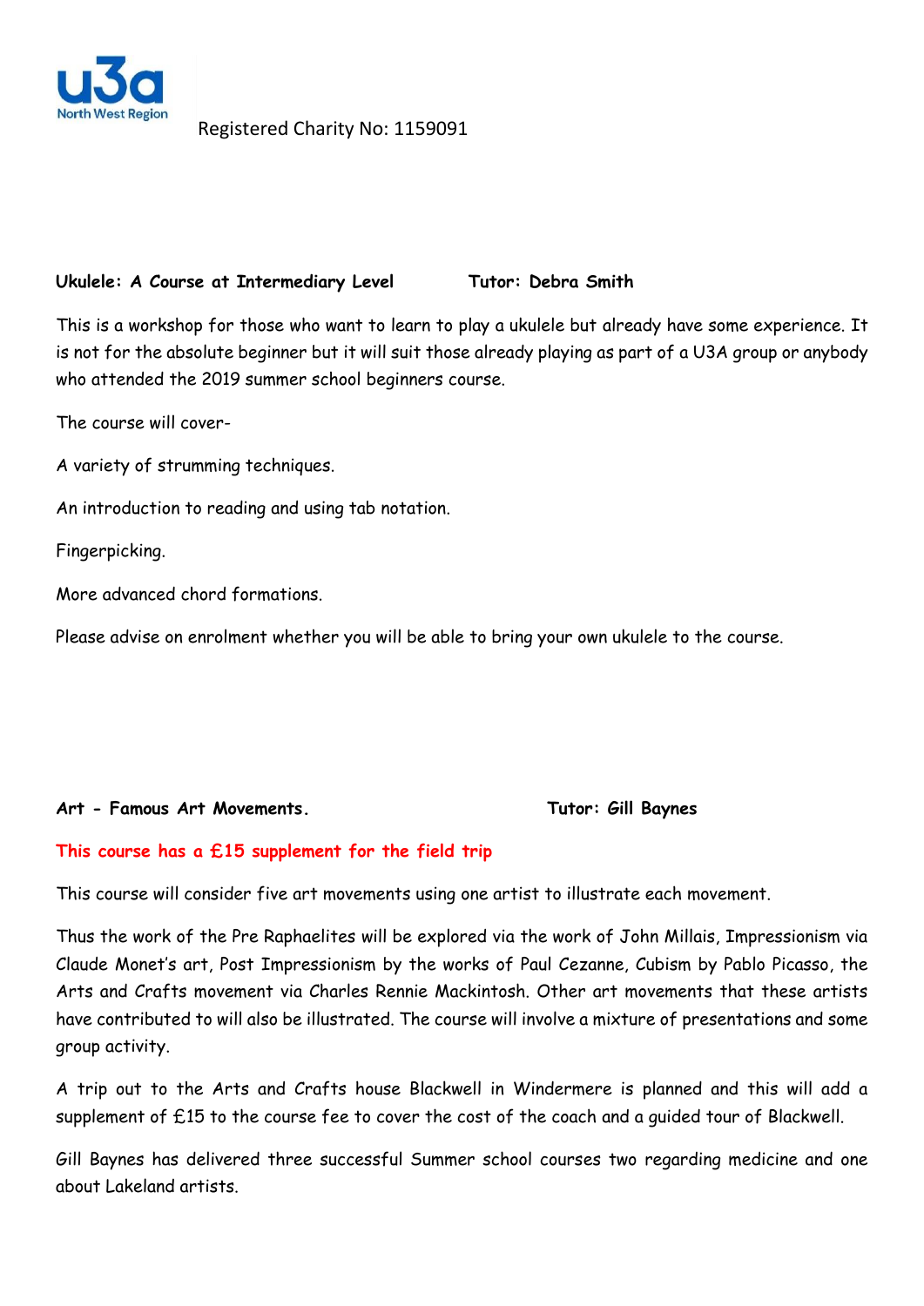u3a North West Region

Registered Charity No: 1159091

**Ukulele: A Course at Intermediary Level** **Tutor: Debra Smith**

This is a workshop for those who want to learn to play a ukulele but already have some experience. It is not for the absolute beginner but it will suit those already playing as part of a U3A group or anybody who attended the 2019 summer school beginners course.

The course will cover-

A variety of strumming techniques.

An introduction to reading and using tab notation.

Fingerpicking.

More advanced chord formations.

Please advise on enrolment whether you will be able to bring your own ukulele to the course.

**Art - Famous Art Movements.** **Tutor: Gill Baynes**

**This course has a £15 supplement for the field trip**

This course will consider five art movements using one artist to illustrate each movement.

Thus the work of the Pre Raphaelites will be explored via the work of John Millais, Impressionism via Claude Monet's art, Post Impressionism by the works of Paul Cezanne, Cubism by Pablo Picasso, the Arts and Crafts movement via Charles Rennie Mackintosh. Other art movements that these artists have contributed to will also be illustrated. The course will involve a mixture of presentations and some group activity.

A trip out to the Arts and Crafts house Blackwell in Windermere is planned and this will add a supplement of £15 to the course fee to cover the cost of the coach and a guided tour of Blackwell.

Gill Baynes has delivered three successful Summer school courses two regarding medicine and one about Lakeland artists.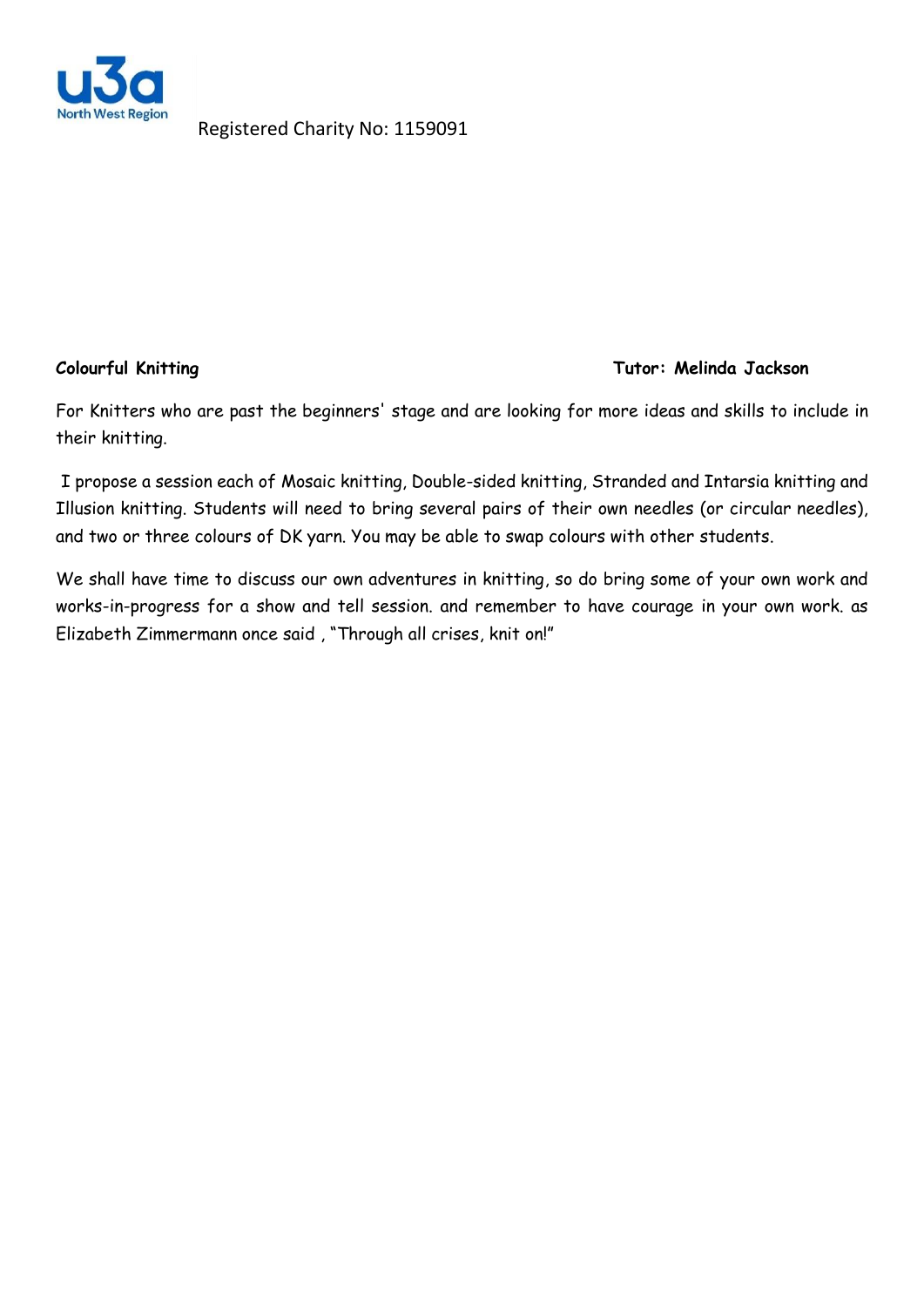u3a North West Region

Registered Charity No: 1159091

**Colourful Knitting** **Tutor: Melinda Jackson**

For Knitters who are past the beginners' stage and are looking for more ideas and skills to include in their knitting.

I propose a session each of Mosaic knitting, Double-sided knitting, Stranded and Intarsia knitting and Illusion knitting. Students will need to bring several pairs of their own needles (or circular needles), and two or three colours of DK yarn. You may be able to swap colours with other students.

We shall have time to discuss our own adventures in knitting, so do bring some of your own work and works-in-progress for a show and tell session. and remember to have courage in your own work. as Elizabeth Zimmermann once said , "Through all crises, knit on!"